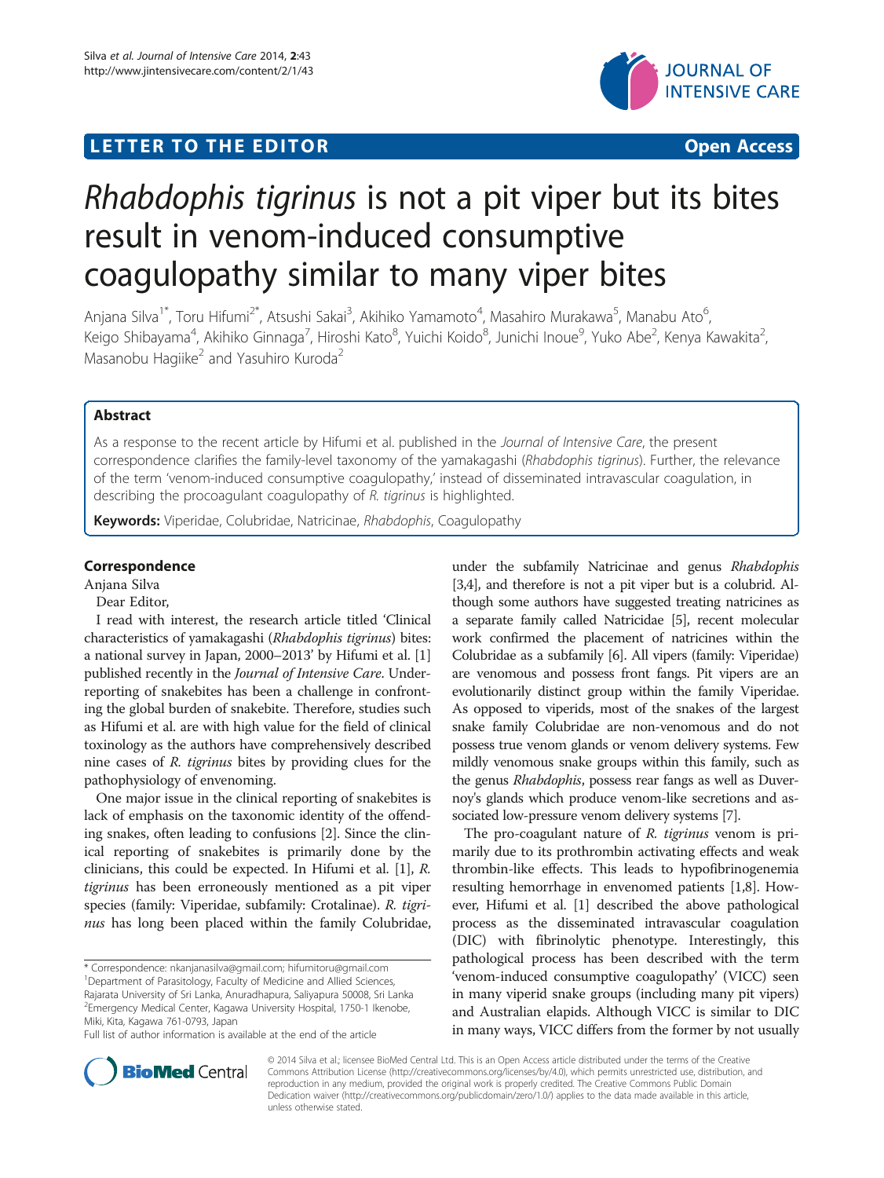LETTER TO THE EDITOR

Open Access

# *Rhabdophis tigrinus* is not a pit viper but its bites result in venom-induced consumptive coagulopathy similar to many viper bites

Anjana Silva[1*], Toru Hifumi[2*], Atsushi Sakai[3], Akihiko Yamamoto[4], Masahiro Murakawa[5], Manabu Ato[6], Keigo Shibayama[4], Akihiko Ginnaga[7], Hiroshi Kato[8], Yuichi Koido[8], Junichi Inoue[9], Yuko Abe[2], Kenya Kawakita[2], Masanobu Hagiike[2] and Yasuhiro Kuroda[2]

## Abstract

As a response to the recent article by Hifumi et al. published in the *Journal of Intensive Care*, the present correspondence clarifies the family-level taxonomy of the yamakagashi (*Rhabdophis tigrinus*). Further, the relevance of the term 'venom-induced consumptive coagulopathy,' instead of disseminated intravascular coagulation, in describing the procoagulant coagulopathy of *R. tigrinus* is highlighted.

**Keywords:** Viperidae, Colubridae, Natricinae, *Rhabdophis*, Coagulopathy

## Correspondence

Anjana Silva

Dear Editor,

I read with interest, the research article titled 'Clinical characteristics of yamakagashi (*Rhabdophis tigrinus*) bites: a national survey in Japan, 2000–2013' by Hifumi et al. [1] published recently in the *Journal of Intensive Care*. Underreporting of snakebites has been a challenge in confronting the global burden of snakebite. Therefore, studies such as Hifumi et al. are with high value for the field of clinical toxinology as the authors have comprehensively described nine cases of *R. tigrinus* bites by providing clues for the pathophysiology of envenoming.

One major issue in the clinical reporting of snakebites is lack of emphasis on the taxonomic identity of the offending snakes, often leading to confusions [2]. Since the clinical reporting of snakebites is primarily done by the clinicians, this could be expected. In Hifumi et al. [1], *R. tigrinus* has been erroneously mentioned as a pit viper species (family: Viperidae, subfamily: Crotalinae). *R. tigrinus* has long been placed within the family Colubridae, under the subfamily Natricinae and genus *Rhabdophis* [3,4], and therefore is not a pit viper but is a colubrid. Although some authors have suggested treating natricines as a separate family called Natricidae [5], recent molecular work confirmed the placement of natricines within the Colubridae as a subfamily [6]. All vipers (family: Viperidae) are venomous and possess front fangs. Pit vipers are an evolutionarily distinct group within the family Viperidae. As opposed to viperids, most of the snakes of the largest snake family Colubridae are non-venomous and do not possess true venom glands or venom delivery systems. Few mildly venomous snake groups within this family, such as the genus *Rhabdophis*, possess rear fangs as well as Duvernoy's glands which produce venom-like secretions and associated low-pressure venom delivery systems [7].

The pro-coagulant nature of *R. tigrinus* venom is primarily due to its prothrombin activating effects and weak thrombin-like effects. This leads to hypofibrinogenemia resulting hemorrhage in envenomed patients [1,8]. However, Hifumi et al. [1] described the above pathological process as the disseminated intravascular coagulation (DIC) with fibrinolytic phenotype. Interestingly, this pathological process has been described with the term 'venom-induced consumptive coagulopathy' (VICC) seen in many viperid snake groups (including many pit vipers) and Australian elapids. Although VICC is similar to DIC in many ways, VICC differs from the former by not usually

\* Correspondence: nkanjanasilva@gmail.com; hifumitoru@gmail.com
[1]Department of Parasitology, Faculty of Medicine and Allied Sciences, Rajarata University of Sri Lanka, Anuradhapura, Saliyapura 50008, Sri Lanka
[2]Emergency Medical Center, Kagawa University Hospital, 1750-1 Ikenobe, Miki, Kita, Kagawa 761-0793, Japan
Full list of author information is available at the end of the article

© 2014 Silva et al.; licensee BioMed Central Ltd. This is an Open Access article distributed under the terms of the Creative Commons Attribution License (http://creativecommons.org/licenses/by/4.0), which permits unrestricted use, distribution, and reproduction in any medium, provided the original work is properly credited. The Creative Commons Public Domain Dedication waiver (http://creativecommons.org/publicdomain/zero/1.0/) applies to the data made available in this article, unless otherwise stated.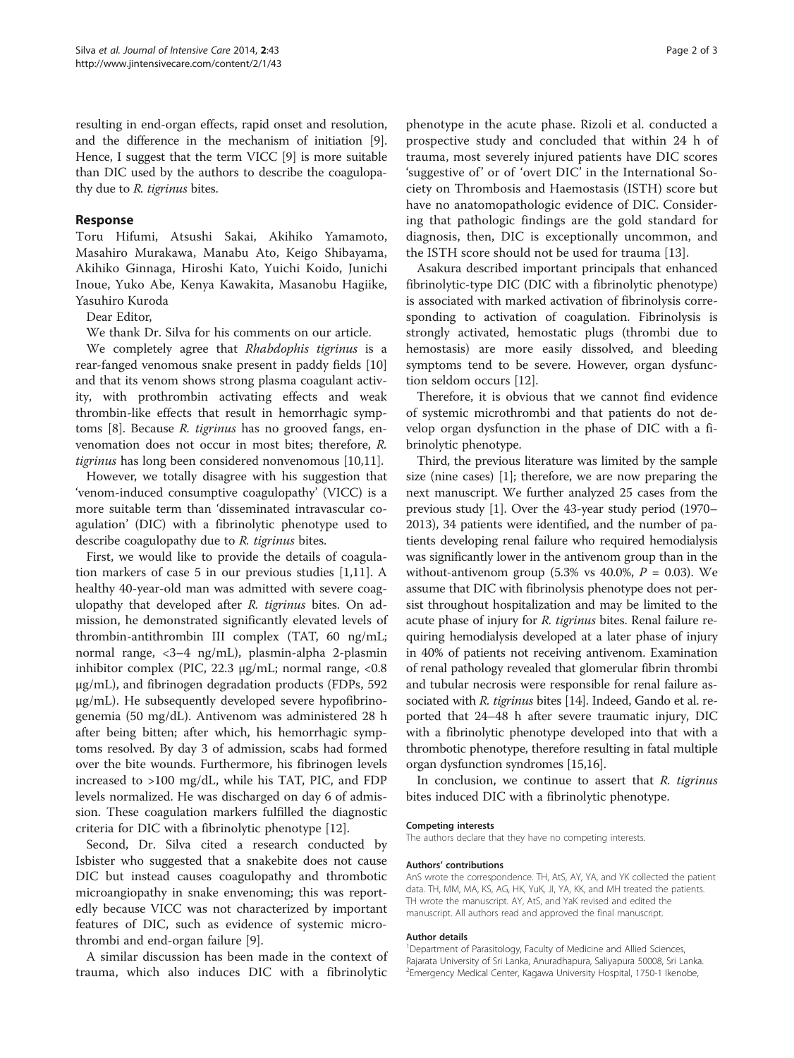resulting in end-organ effects, rapid onset and resolution, and the difference in the mechanism of initiation [9]. Hence, I suggest that the term VICC [9] is more suitable than DIC used by the authors to describe the coagulopathy due to *R. tigrinus* bites.

## Response

Toru Hifumi, Atsushi Sakai, Akihiko Yamamoto, Masahiro Murakawa, Manabu Ato, Keigo Shibayama, Akihiko Ginnaga, Hiroshi Kato, Yuichi Koido, Junichi Inoue, Yuko Abe, Kenya Kawakita, Masanobu Hagiike, Yasuhiro Kuroda

Dear Editor,

We thank Dr. Silva for his comments on our article.

We completely agree that *Rhabdophis tigrinus* is a rear-fanged venomous snake present in paddy fields [10] and that its venom shows strong plasma coagulant activity, with prothrombin activating effects and weak thrombin-like effects that result in hemorrhagic symptoms [8]. Because *R. tigrinus* has no grooved fangs, envenomation does not occur in most bites; therefore, *R. tigrinus* has long been considered nonvenomous [10,11].

However, we totally disagree with his suggestion that 'venom-induced consumptive coagulopathy' (VICC) is a more suitable term than 'disseminated intravascular coagulation' (DIC) with a fibrinolytic phenotype used to describe coagulopathy due to *R. tigrinus* bites.

First, we would like to provide the details of coagulation markers of case 5 in our previous studies [1,11]. A healthy 40-year-old man was admitted with severe coagulopathy that developed after *R. tigrinus* bites. On admission, he demonstrated significantly elevated levels of thrombin-antithrombin III complex (TAT, 60 ng/mL; normal range, <3–4 ng/mL), plasmin-alpha 2-plasmin inhibitor complex (PIC, 22.3 μg/mL; normal range, <0.8 μg/mL), and fibrinogen degradation products (FDPs, 592 μg/mL). He subsequently developed severe hypofibrinogenemia (50 mg/dL). Antivenom was administered 28 h after being bitten; after which, his hemorrhagic symptoms resolved. By day 3 of admission, scabs had formed over the bite wounds. Furthermore, his fibrinogen levels increased to >100 mg/dL, while his TAT, PIC, and FDP levels normalized. He was discharged on day 6 of admission. These coagulation markers fulfilled the diagnostic criteria for DIC with a fibrinolytic phenotype [12].

Second, Dr. Silva cited a research conducted by Isbister who suggested that a snakebite does not cause DIC but instead causes coagulopathy and thrombotic microangiopathy in snake envenoming; this was reportedly because VICC was not characterized by important features of DIC, such as evidence of systemic microthrombi and end-organ failure [9].

A similar discussion has been made in the context of trauma, which also induces DIC with a fibrinolytic phenotype in the acute phase. Rizoli et al. conducted a prospective study and concluded that within 24 h of trauma, most severely injured patients have DIC scores 'suggestive of' or of 'overt DIC' in the International Society on Thrombosis and Haemostasis (ISTH) score but have no anatomopathologic evidence of DIC. Considering that pathologic findings are the gold standard for diagnosis, then, DIC is exceptionally uncommon, and the ISTH score should not be used for trauma [13].

Asakura described important principals that enhanced fibrinolytic-type DIC (DIC with a fibrinolytic phenotype) is associated with marked activation of fibrinolysis corresponding to activation of coagulation. Fibrinolysis is strongly activated, hemostatic plugs (thrombi due to hemostasis) are more easily dissolved, and bleeding symptoms tend to be severe. However, organ dysfunction seldom occurs [12].

Therefore, it is obvious that we cannot find evidence of systemic microthrombi and that patients do not develop organ dysfunction in the phase of DIC with a fibrinolytic phenotype.

Third, the previous literature was limited by the sample size (nine cases) [1]; therefore, we are now preparing the next manuscript. We further analyzed 25 cases from the previous study [1]. Over the 43-year study period (1970–2013), 34 patients were identified, and the number of patients developing renal failure who required hemodialysis was significantly lower in the antivenom group than in the without-antivenom group (5.3% vs 40.0%, $P = 0.03$). We assume that DIC with fibrinolysis phenotype does not persist throughout hospitalization and may be limited to the acute phase of injury for *R. tigrinus* bites. Renal failure requiring hemodialysis developed at a later phase of injury in 40% of patients not receiving antivenom. Examination of renal pathology revealed that glomerular fibrin thrombi and tubular necrosis were responsible for renal failure associated with *R. tigrinus* bites [14]. Indeed, Gando et al. reported that 24–48 h after severe traumatic injury, DIC with a fibrinolytic phenotype developed into that with a thrombotic phenotype, therefore resulting in fatal multiple organ dysfunction syndromes [15,16].

In conclusion, we continue to assert that *R. tigrinus* bites induced DIC with a fibrinolytic phenotype.

#### Competing interests

The authors declare that they have no competing interests.

#### Authors' contributions

AnS wrote the correspondence. TH, AtS, AY, YA, and YK collected the patient data. TH, MM, MA, KS, AG, HK, YuK, JI, YA, KK, and MH treated the patients. TH wrote the manuscript. AY, AtS, and YaK revised and edited the manuscript. All authors read and approved the final manuscript.

#### Author details

[1]Department of Parasitology, Faculty of Medicine and Allied Sciences, Rajarata University of Sri Lanka, Anuradhapura, Saliyapura 50008, Sri Lanka. [2]Emergency Medical Center, Kagawa University Hospital, 1750-1 Ikenobe,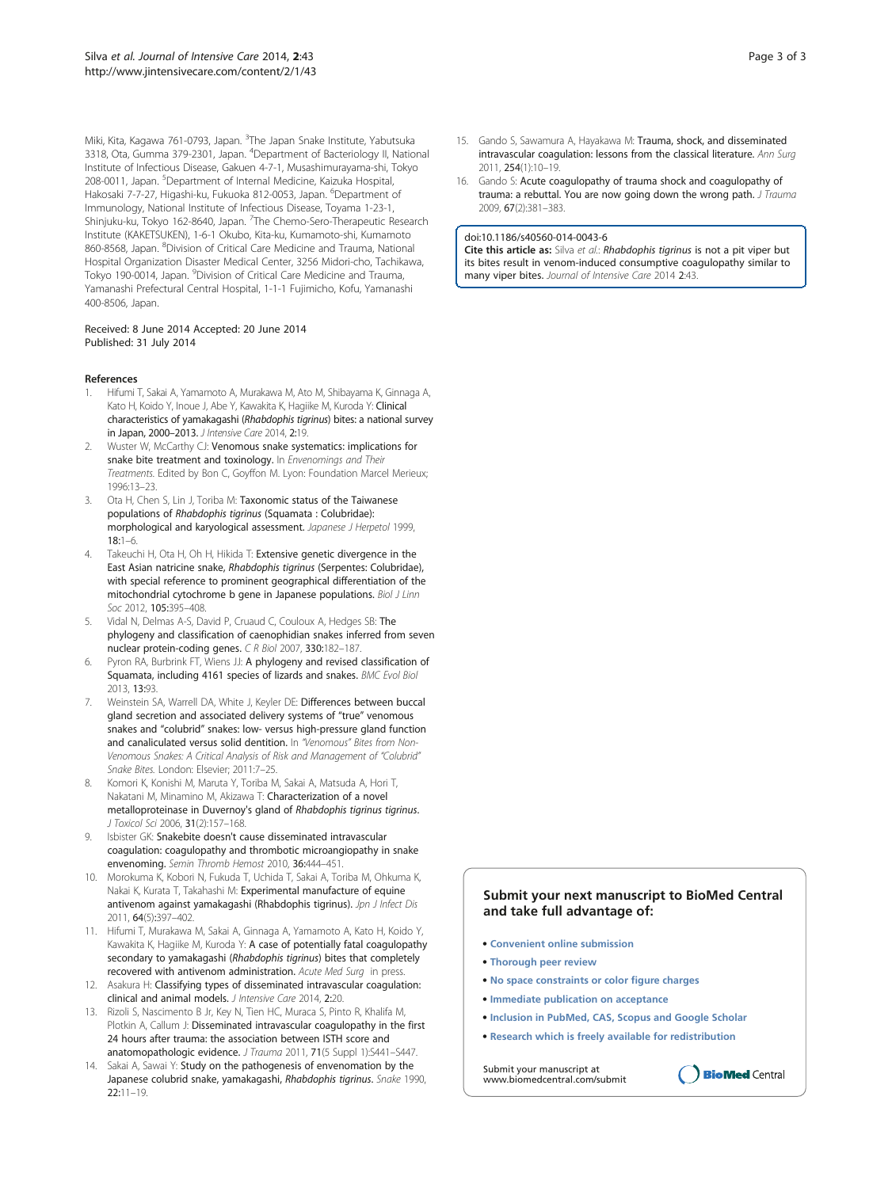Miki, Kita, Kagawa 761-0793, Japan. [3]The Japan Snake Institute, Yabutsuka 3318, Ota, Gumma 379-2301, Japan. [4]Department of Bacteriology II, National Institute of Infectious Disease, Gakuen 4-7-1, Musashimurayama-shi, Tokyo 208-0011, Japan. [5]Department of Internal Medicine, Kaizuka Hospital, Hakosaki 7-7-27, Higashi-ku, Fukuoka 812-0053, Japan. [6]Department of Immunology, National Institute of Infectious Disease, Toyama 1-23-1, Shinjuku-ku, Tokyo 162-8640, Japan. [7]The Chemo-Sero-Therapeutic Research Institute (KAKETSUKEN), 1-6-1 Okubo, Kita-ku, Kumamoto-shi, Kumamoto 860-8568, Japan. [8]Division of Critical Care Medicine and Trauma, National Hospital Organization Disaster Medical Center, 3256 Midori-cho, Tachikawa, Tokyo 190-0014, Japan. [9]Division of Critical Care Medicine and Trauma, Yamanashi Prefectural Central Hospital, 1-1-1 Fujimicho, Kofu, Yamanashi 400-8506, Japan.

Received: 8 June 2014 Accepted: 20 June 2014
Published: 31 July 2014

## References

1. Hifumi T, Sakai A, Yamamoto A, Murakawa M, Ato M, Shibayama K, Ginnaga A, Kato H, Koido Y, Inoue J, Abe Y, Kawakita K, Hagiike M, Kuroda Y: **Clinical characteristics of yamakagashi (*Rhabdophis tigrinus*) bites: a national survey in Japan, 2000–2013.** *J Intensive Care* 2014, **2**:19.
2. Wuster W, McCarthy CJ: **Venomous snake systematics: implications for snake bite treatment and toxinology.** In *Envenomings and Their Treatments*. Edited by Bon C, Goyffon M. Lyon: Foundation Marcel Merieux; 1996:13–23.
3. Ota H, Chen S, Lin J, Toriba M: **Taxonomic status of the Taiwanese populations of *Rhabdophis tigrinus* (Squamata : Colubridae): morphological and karyological assessment.** *Japanese J Herpetol* 1999, **18**:1–6.
4. Takeuchi H, Ota H, Oh H, Hikida T: **Extensive genetic divergence in the East Asian natricine snake, *Rhabdophis tigrinus* (Serpentes: Colubridae), with special reference to prominent geographical differentiation of the mitochondrial cytochrome b gene in Japanese populations.** *Biol J Linn Soc* 2012, **105**:395–408.
5. Vidal N, Delmas A-S, David P, Cruaud C, Couloux A, Hedges SB: **The phylogeny and classification of caenophidian snakes inferred from seven nuclear protein-coding genes.** *C R Biol* 2007, **330**:182–187.
6. Pyron RA, Burbrink FT, Wiens JJ: **A phylogeny and revised classification of Squamata, including 4161 species of lizards and snakes.** *BMC Evol Biol* 2013, **13**:93.
7. Weinstein SA, Warrell DA, White J, Keyler DE: **Differences between buccal gland secretion and associated delivery systems of "true" venomous snakes and "colubrid" snakes: low- versus high-pressure gland function and canaliculated versus solid dentition.** In *"Venomous" Bites from Non-Venomous Snakes: A Critical Analysis of Risk and Management of "Colubrid" Snake Bites.* London: Elsevier; 2011:7–25.
8. Komori K, Konishi M, Maruta Y, Toriba M, Sakai A, Matsuda A, Hori T, Nakatani M, Minamino M, Akizawa T: **Characterization of a novel metalloproteinase in Duvernoy's gland of *Rhabdophis tigrinus tigrinus*.** *J Toxicol Sci* 2006, **31**(2):157–168.
9. Isbister GK: **Snakebite doesn't cause disseminated intravascular coagulation: coagulopathy and thrombotic microangiopathy in snake envenoming.** *Semin Thromb Hemost* 2010, **36**:444–451.
10. Morokuma K, Kobori N, Fukuda T, Uchida T, Sakai A, Toriba M, Ohkuma K, Nakai K, Kurata T, Takahashi M: **Experimental manufacture of equine antivenom against yamakagashi (Rhabdophis tigrinus).** *Jpn J Infect Dis* 2011, **64**(5):397–402.
11. Hifumi T, Murakawa M, Sakai A, Ginnaga A, Yamamoto A, Kato H, Koido Y, Kawakita K, Hagiike M, Kuroda Y: **A case of potentially fatal coagulopathy secondary to yamakagashi (*Rhabdophis tigrinus*) bites that completely recovered with antivenom administration.** *Acute Med Surg* in press.
12. Asakura H: **Classifying types of disseminated intravascular coagulation: clinical and animal models.** *J Intensive Care* 2014, **2**:20.
13. Rizoli S, Nascimento B Jr, Key N, Tien HC, Muraca S, Pinto R, Khalifa M, Plotkin A, Callum J: **Disseminated intravascular coagulopathy in the first 24 hours after trauma: the association between ISTH score and anatomopathologic evidence.** *J Trauma* 2011, **71**(5 Suppl 1):S441–S447.
14. Sakai A, Sawai Y: **Study on the pathogenesis of envenomation by the Japanese colubrid snake, yamakagashi, *Rhabdophis tigrinus*.** *Snake* 1990, **22**:11–19.
15. Gando S, Sawamura A, Hayakawa M: **Trauma, shock, and disseminated intravascular coagulation: lessons from the classical literature.** *Ann Surg* 2011, **254**(1):10–19.
16. Gando S: **Acute coagulopathy of trauma shock and coagulopathy of trauma: a rebuttal. You are now going down the wrong path.** *J Trauma* 2009, **67**(2):381–383.

doi:10.1186/s40560-014-0043-6
**Cite this article as:** Silva *et al.*: *Rhabdophis tigrinus* is not a pit viper but its bites result in venom-induced consumptive coagulopathy similar to many viper bites. *Journal of Intensive Care* 2014 **2**:43.

**Submit your next manuscript to BioMed Central and take full advantage of:**

- **Convenient online submission**
- **Thorough peer review**
- **No space constraints or color figure charges**
- **Immediate publication on acceptance**
- **Inclusion in PubMed, CAS, Scopus and Google Scholar**
- **Research which is freely available for redistribution**

Submit your manuscript at
www.biomedcentral.com/submit

BioMed Central